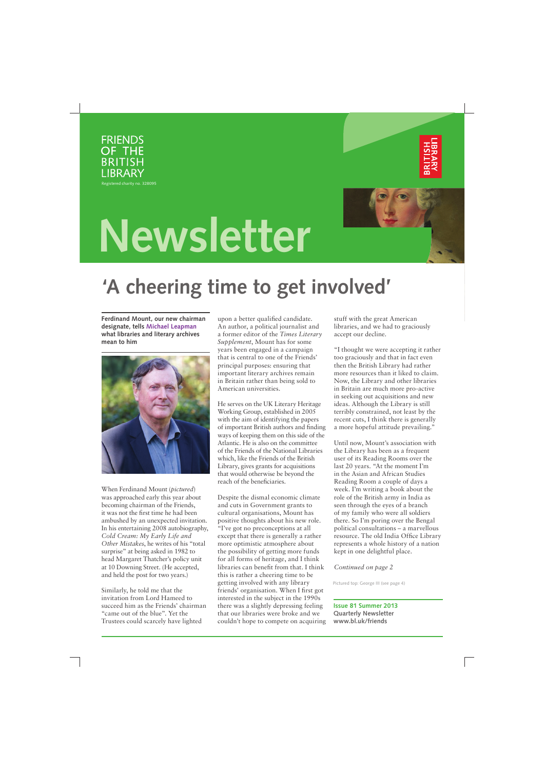FRIENDS OF THE BRITISH LIBRARY

Registered charity no. 328095

# Newsletter

## 'A cheering time to get involved'

**Ferdinand Mount, our new chairman designate, tells Michael Leapman what libraries and literary archives mean to him**

When Ferdinand Mount (*pictured*) was approached early this year about becoming chairman of the Friends, it was not the first time he had been ambushed by an unexpected invitation. In his entertaining 2008 autobiography, *Cold Cream: My Early Life and Other Mistakes*, he writes of his "total surprise" at being asked in 1982 to head Margaret Thatcher's policy unit at 10 Downing Street. (He accepted, and held the post for two years.)

Similarly, he told me that the invitation from Lord Hameed to succeed him as the Friends' chairman "came out of the blue". Yet the Trustees could scarcely have lighted upon a better qualified candidate. An author, a political journalist and a former editor of the *Times Literary Supplement*, Mount has for some years been engaged in a campaign that is central to one of the Friends' principal purposes: ensuring that important literary archives remain in Britain rather than being sold to American universities.

He serves on the UK Literary Heritage Working Group, established in 2005 with the aim of identifying the papers of important British authors and finding ways of keeping them on this side of the Atlantic. He is also on the committee of the Friends of the National Libraries which, like the Friends of the British Library, gives grants for acquisitions that would otherwise be beyond the reach of the beneficiaries.

Despite the dismal economic climate and cuts in Government grants to cultural organisations, Mount has positive thoughts about his new role. "I've got no preconceptions at all except that there is generally a rather more optimistic atmosphere about the possibility of getting more funds for all forms of heritage, and I think libraries can benefit from that. I think this is rather a cheering time to be getting involved with any library friends' organisation. When I first got interested in the subject in the 1990s there was a slightly depressing feeling that our libraries were broke and we couldn't hope to compete on acquiring stuff with the great American libraries, and we had to graciously accept our decline.

"I thought we were accepting it rather too graciously and that in fact even then the British Library had rather more resources than it liked to claim. Now, the Library and other libraries in Britain are much more pro-active in seeking out acquisitions and new ideas. Although the Library is still terribly constrained, not least by the recent cuts, I think there is generally a more hopeful attitude prevailing."

Until now, Mount's association with the Library has been as a frequent user of its Reading Rooms over the last 20 years. "At the moment I'm in the Asian and African Studies Reading Room a couple of days a week. I'm writing a book about the role of the British army in India as seen through the eyes of a branch of my family who were all soldiers there. So I'm poring over the Bengal political consultations – a marvellous resource. The old India Office Library represents a whole history of a nation kept in one delightful place.

*Continued on page 2*

Pictured top: George III (see page 4)

**Issue 81 Summer 2013**
**Quarterly Newsletter**
**www.bl.uk/friends**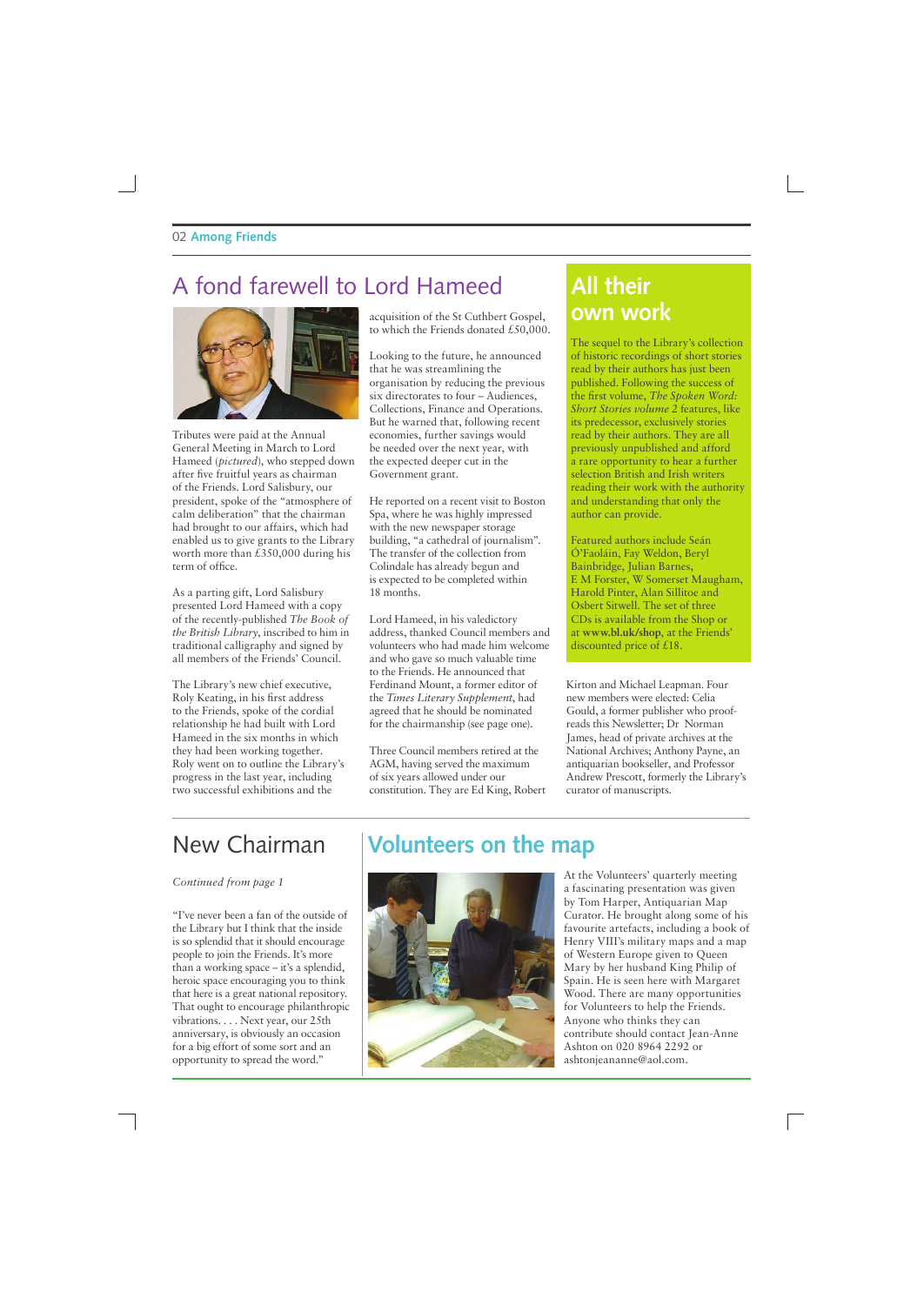# A fond farewell to Lord Hameed

Tributes were paid at the Annual General Meeting in March to Lord Hameed (*pictured*), who stepped down after five fruitful years as chairman of the Friends. Lord Salisbury, our president, spoke of the "atmosphere of calm deliberation" that the chairman had brought to our affairs, which had enabled us to give grants to the Library worth more than £350,000 during his term of office.

As a parting gift, Lord Salisbury presented Lord Hameed with a copy of the recently-published *The Book of the British Library*, inscribed to him in traditional calligraphy and signed by all members of the Friends' Council.

The Library's new chief executive, Roly Keating, in his first address to the Friends, spoke of the cordial relationship he had built with Lord Hameed in the six months in which they had been working together. Roly went on to outline the Library's progress in the last year, including two successful exhibitions and the acquisition of the St Cuthbert Gospel, to which the Friends donated £50,000.

Looking to the future, he announced that he was streamlining the organisation by reducing the previous six directorates to four – Audiences, Collections, Finance and Operations. But he warned that, following recent economies, further savings would be needed over the next year, with the expected deeper cut in the Government grant.

He reported on a recent visit to Boston Spa, where he was highly impressed with the new newspaper storage building, "a cathedral of journalism". The transfer of the collection from Colindale has already begun and is expected to be completed within 18 months.

Lord Hameed, in his valedictory address, thanked Council members and volunteers who had made him welcome and who gave so much valuable time to the Friends. He announced that Ferdinand Mount, a former editor of the *Times Literary Supplement*, had agreed that he should be nominated for the chairmanship (see page one).

Three Council members retired at the AGM, having served the maximum of six years allowed under our constitution. They are Ed King, Robert Kirton and Michael Leapman. Four new members were elected: Celia Gould, a former publisher who proof-reads this Newsletter; Dr Norman James, head of private archives at the National Archives; Anthony Payne, an antiquarian bookseller, and Professor Andrew Prescott, formerly the Library's curator of manuscripts.

## All their own work

The sequel to the Library's collection of historic recordings of short stories read by their authors has just been published. Following the success of the first volume, *The Spoken Word: Short Stories volume 2* features, like its predecessor, exclusively stories read by their authors. They are all previously unpublished and afford a rare opportunity to hear a further selection British and Irish writers reading their work with the authority and understanding that only the author can provide.

Featured authors include Seán Ó'Faoláin, Fay Weldon, Beryl Bainbridge, Julian Barnes, E M Forster, W Somerset Maugham, Harold Pinter, Alan Sillitoe and Osbert Sitwell. The set of three CDs is available from the Shop or at **www.bl.uk/shop**, at the Friends' discounted price of £18.

# New Chairman

*Continued from page 1*

"I've never been a fan of the outside of the Library but I think that the inside is so splendid that it should encourage people to join the Friends. It's more than a working space – it's a splendid, heroic space encouraging you to think that here is a great national repository. That ought to encourage philanthropic vibrations. . . . Next year, our 25th anniversary, is obviously an occasion for a big effort of some sort and an opportunity to spread the word."

# Volunteers on the map

At the Volunteers' quarterly meeting a fascinating presentation was given by Tom Harper, Antiquarian Map Curator. He brought along some of his favourite artefacts, including a book of Henry VIII's military maps and a map of Western Europe given to Queen Mary by her husband King Philip of Spain. He is seen here with Margaret Wood. There are many opportunities for Volunteers to help the Friends. Anyone who thinks they can contribute should contact Jean-Anne Ashton on 020 8964 2292 or ashtonjeananne@aol.com.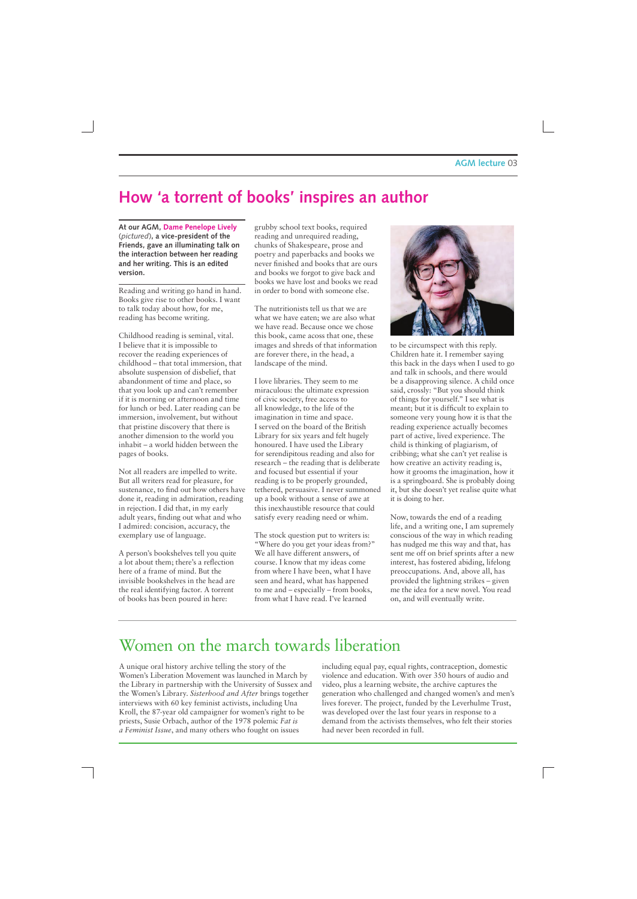# How 'a torrent of books' inspires an author

**At our AGM, Dame Penelope Lively (*pictured*), a vice-president of the Friends, gave an illuminating talk on the interaction between her reading and her writing. This is an edited version.**

Reading and writing go hand in hand. Books give rise to other books. I want to talk today about how, for me, reading has become writing.

Childhood reading is seminal, vital. I believe that it is impossible to recover the reading experiences of childhood – that total immersion, that absolute suspension of disbelief, that abandonment of time and place, so that you look up and can't remember if it is morning or afternoon and time for lunch or bed. Later reading can be immersion, involvement, but without that pristine discovery that there is another dimension to the world you inhabit – a world hidden between the pages of books.

Not all readers are impelled to write. But all writers read for pleasure, for sustenance, to find out how others have done it, reading in admiration, reading in rejection. I did that, in my early adult years, finding out what and who I admired: concision, accuracy, the exemplary use of language.

A person's bookshelves tell you quite a lot about them; there's a reflection here of a frame of mind. But the invisible bookshelves in the head are the real identifying factor. A torrent of books has been poured in here: grubby school text books, required reading and unrequired reading, chunks of Shakespeare, prose and poetry and paperbacks and books we never finished and books that are ours and books we forgot to give back and books we have lost and books we read in order to bond with someone else.

The nutritionists tell us that we are what we have eaten; we are also what we have read. Because once we chose this book, came acoss that one, these images and shreds of that information are forever there, in the head, a landscape of the mind.

I love libraries. They seem to me miraculous: the ultimate expression of civic society, free access to all knowledge, to the life of the imagination in time and space. I served on the board of the British Library for six years and felt hugely honoured. I have used the Library for serendipitous reading and also for research – the reading that is deliberate and focused but essential if your reading is to be properly grounded, tethered, persuasive. I never summoned up a book without a sense of awe at this inexhaustible resource that could satisfy every reading need or whim.

The stock question put to writers is: "Where do you get your ideas from?" We all have different answers, of course. I know that my ideas come from where I have been, what I have seen and heard, what has happened to me and – especially – from books, from what I have read. I've learned to be circumspect with this reply. Children hate it. I remember saying this back in the days when I used to go and talk in schools, and there would be a disapproving silence. A child once said, crossly: "But you should think of things for yourself." I see what is meant; but it is difficult to explain to someone very young how it is that the reading experience actually becomes part of active, lived experience. The child is thinking of plagiarism, of cribbing; what she can't yet realise is how creative an activity reading is, how it grooms the imagination, how it is a springboard. She is probably doing it, but she doesn't yet realise quite what it is doing to her.

Now, towards the end of a reading life, and a writing one, I am supremely conscious of the way in which reading has nudged me this way and that, has sent me off on brief sprints after a new interest, has fostered abiding, lifelong preoccupations. And, above all, has provided the lightning strikes – given me the idea for a new novel. You read on, and will eventually write.

# Women on the march towards liberation

A unique oral history archive telling the story of the Women's Liberation Movement was launched in March by the Library in partnership with the University of Sussex and the Women's Library. *Sisterhood and After* brings together interviews with 60 key feminist activists, including Una Kroll, the 87-year old campaigner for women's right to be priests, Susie Orbach, author of the 1978 polemic *Fat is a Feminist Issue*, and many others who fought on issues including equal pay, equal rights, contraception, domestic violence and education. With over 350 hours of audio and video, plus a learning website, the archive captures the generation who challenged and changed women's and men's lives forever. The project, funded by the Leverhulme Trust, was developed over the last four years in response to a demand from the activists themselves, who felt their stories had never been recorded in full.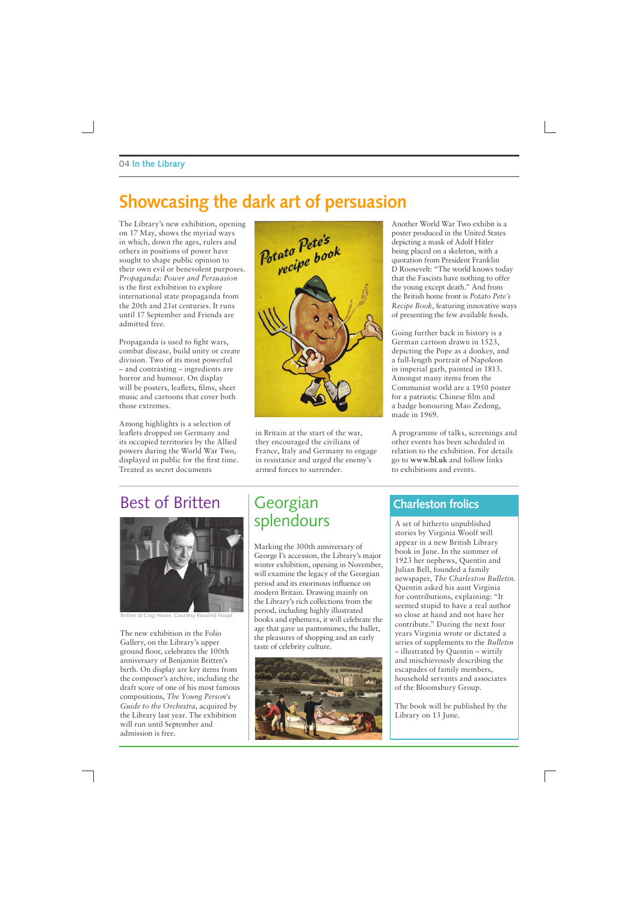# Showcasing the dark art of persuasion

The Library's new exhibition, opening on 17 May, shows the myriad ways in which, down the ages, rulers and others in positions of power have sought to shape public opinion to their own evil or benevolent purposes. *Propaganda: Power and Persuasion* is the first exhibition to explore international state propaganda from the 20th and 21st centuries. It runs until 17 September and Friends are admitted free.

Propaganda is used to fight wars, combat disease, build unity or create division. Two of its most powerful – and contrasting – ingredients are horror and humour. On display will be posters, leaflets, films, sheet music and cartoons that cover both those extremes.

Among highlights is a selection of leaflets dropped on Germany and its occupied territories by the Allied powers during the World War Two, displayed in public for the first time. Treated as secret documents in Britain at the start of the war, they encouraged the civilians of France, Italy and Germany to engage in resistance and urged the enemy's armed forces to surrender.

Another World War Two exhibit is a poster produced in the United States depicting a mask of Adolf Hitler being placed on a skeleton, with a quotation from President Franklin D Roosevelt: "The world knows today that the Fascists have nothing to offer the young except death." And from the British home front is *Potato Pete's Recipe Book*, featuring innovative ways of presenting the few available foods.

Going further back in history is a German cartoon drawn in 1523, depicting the Pope as a donkey, and a full-length portrait of Napoleon in imperial garb, painted in 1813. Amongst many items from the Communist world are a 1950 poster for a patriotic Chinese film and a badge honouring Mao Zedong, made in 1969.

A programme of talks, screenings and other events has been scheduled in relation to the exhibition. For details go to **www.bl.uk** and follow links to exhibitions and events.

## Best of Britten

Britten at Crag House. Courtesy Rosalind Haupt

The new exhibition in the Folio Gallery, on the Library's upper ground floor, celebrates the 100th anniversary of Benjamin Britten's birth. On display are key items from the composer's archive, including the draft score of one of his most famous compositions, *The Young Person's Guide to the Orchestra*, acquired by the Library last year. The exhibition will run until September and admission is free.

## Georgian splendours

Marking the 300th anniversary of George I's accession, the Library's major winter exhibition, opening in November, will examine the legacy of the Georgian period and its enormous influence on modern Britain. Drawing mainly on the Library's rich collections from the period, including highly illustrated books and ephemera, it will celebrate the age that gave us pantomimes, the ballet, the pleasures of shopping and an early taste of celebrity culture.

## Charleston frolics

A set of hitherto unpublished stories by Virginia Woolf will appear in a new British Library book in June. In the summer of 1923 her nephews, Quentin and Julian Bell, founded a family newspaper, *The Charleston Bulletin*. Quentin asked his aunt Virginia for contributions, explaining: "It seemed stupid to have a real author so close at hand and not have her contribute." During the next four years Virginia wrote or dictated a series of supplements to the *Bulletin* – illustrated by Quentin – wittily and mischievously describing the escapades of family members, household servants and associates of the Bloomsbury Group.

The book will be published by the Library on 13 June.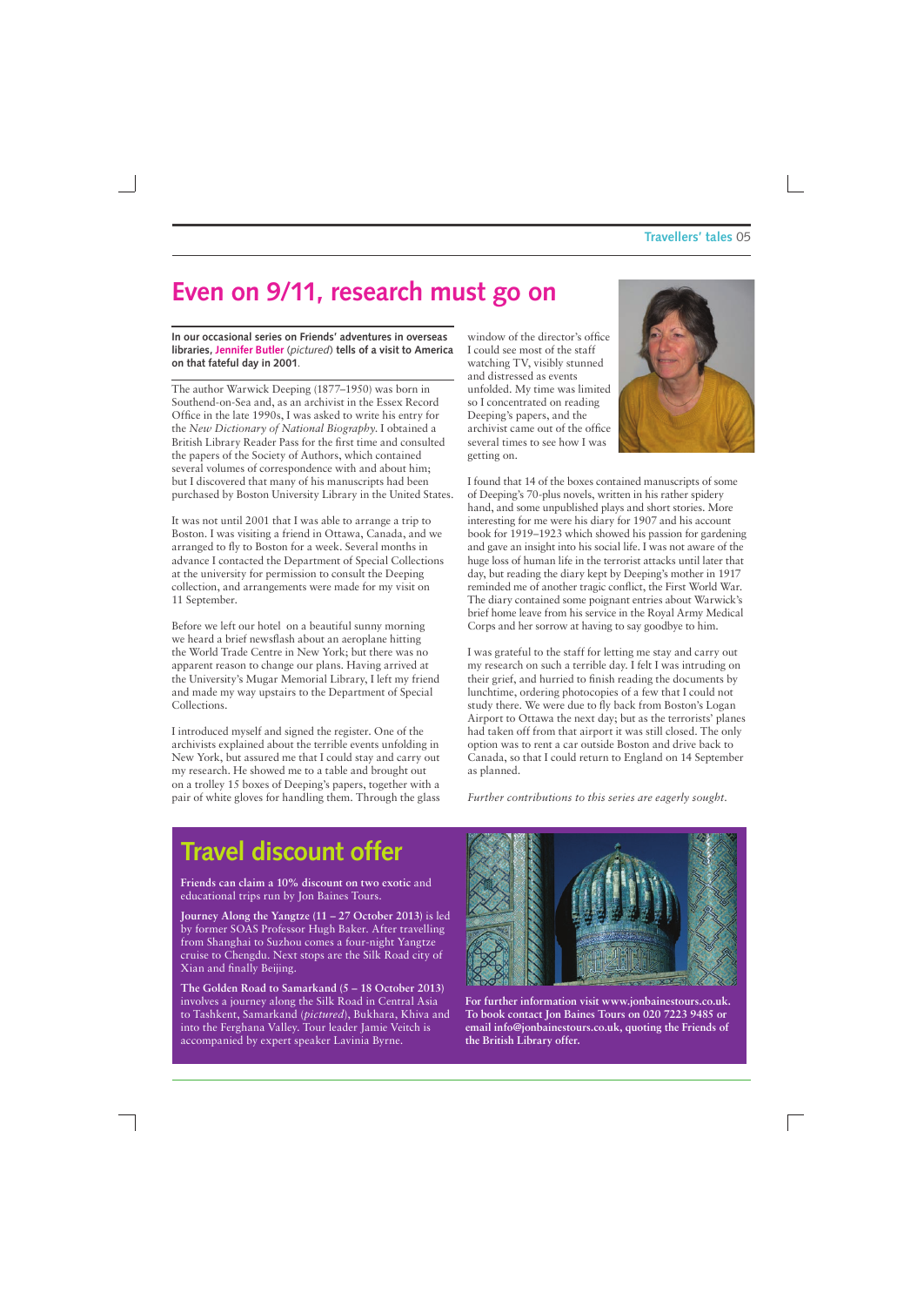# Even on 9/11, research must go on

**In our occasional series on Friends' adventures in overseas libraries, Jennifer Butler** (*pictured*) **tells of a visit to America on that fateful day in 2001.**

The author Warwick Deeping (1877–1950) was born in Southend-on-Sea and, as an archivist in the Essex Record Office in the late 1990s, I was asked to write his entry for the *New Dictionary of National Biography*. I obtained a British Library Reader Pass for the first time and consulted the papers of the Society of Authors, which contained several volumes of correspondence with and about him; but I discovered that many of his manuscripts had been purchased by Boston University Library in the United States.

It was not until 2001 that I was able to arrange a trip to Boston. I was visiting a friend in Ottawa, Canada, and we arranged to fly to Boston for a week. Several months in advance I contacted the Department of Special Collections at the university for permission to consult the Deeping collection, and arrangements were made for my visit on 11 September.

Before we left our hotel on a beautiful sunny morning we heard a brief newsflash about an aeroplane hitting the World Trade Centre in New York; but there was no apparent reason to change our plans. Having arrived at the University's Mugar Memorial Library, I left my friend and made my way upstairs to the Department of Special Collections.

I introduced myself and signed the register. One of the archivists explained about the terrible events unfolding in New York, but assured me that I could stay and carry out my research. He showed me to a table and brought out on a trolley 15 boxes of Deeping's papers, together with a pair of white gloves for handling them. Through the glass window of the director's office I could see most of the staff watching TV, visibly stunned and distressed as events unfolded. My time was limited so I concentrated on reading Deeping's papers, and the archivist came out of the office several times to see how I was getting on.

I found that 14 of the boxes contained manuscripts of some of Deeping's 70-plus novels, written in his rather spidery hand, and some unpublished plays and short stories. More interesting for me were his diary for 1907 and his account book for 1919–1923 which showed his passion for gardening and gave an insight into his social life. I was not aware of the huge loss of human life in the terrorist attacks until later that day, but reading the diary kept by Deeping's mother in 1917 reminded me of another tragic conflict, the First World War. The diary contained some poignant entries about Warwick's brief home leave from his service in the Royal Army Medical Corps and her sorrow at having to say goodbye to him.

I was grateful to the staff for letting me stay and carry out my research on such a terrible day. I felt I was intruding on their grief, and hurried to finish reading the documents by lunchtime, ordering photocopies of a few that I could not study there. We were due to fly back from Boston's Logan Airport to Ottawa the next day; but as the terrorists' planes had taken off from that airport it was still closed. The only option was to rent a car outside Boston and drive back to Canada, so that I could return to England on 14 September as planned.

*Further contributions to this series are eagerly sought.*

## Travel discount offer

**Friends can claim a 10% discount on two exotic** and educational trips run by Jon Baines Tours.

**Journey Along the Yangtze (11 – 27 October 2013)** is led by former SOAS Professor Hugh Baker. After travelling from Shanghai to Suzhou comes a four-night Yangtze cruise to Chengdu. Next stops are the Silk Road city of Xian and finally Beijing.

**The Golden Road to Samarkand (5 – 18 October 2013)** involves a journey along the Silk Road in Central Asia to Tashkent, Samarkand (*pictured*), Bukhara, Khiva and into the Ferghana Valley. Tour leader Jamie Veitch is accompanied by expert speaker Lavinia Byrne.

**For further information visit www.jonbainestours.co.uk. To book contact Jon Baines Tours on 020 7223 9485 or email info@jonbainestours.co.uk, quoting the Friends of the British Library offer.**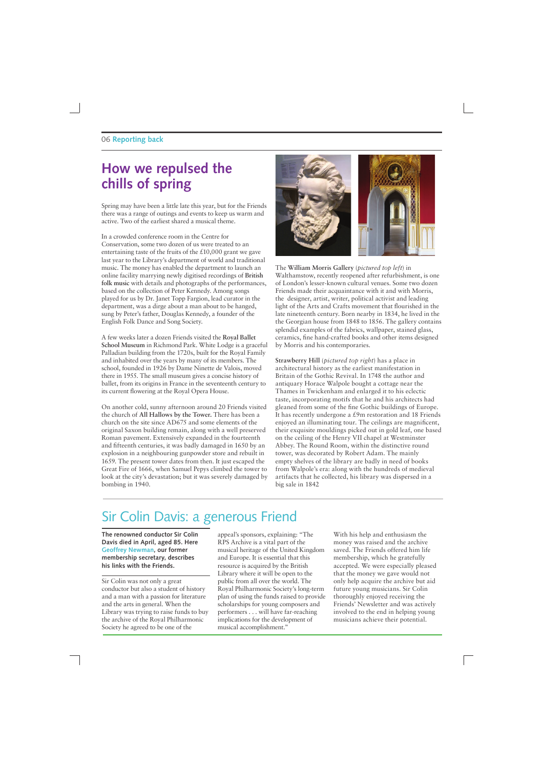## How we repulsed the chills of spring

Spring may have been a little late this year, but for the Friends there was a range of outings and events to keep us warm and active. Two of the earliest shared a musical theme.

In a crowded conference room in the Centre for Conservation, some two dozen of us were treated to an entertaining taste of the fruits of the £10,000 grant we gave last year to the Library's department of world and traditional music. The money has enabled the department to launch an online facility marrying newly digitised recordings of **British folk music** with details and photographs of the performances, based on the collection of Peter Kennedy. Among songs played for us by Dr. Janet Topp Fargion, lead curator in the department, was a dirge about a man about to be hanged, sung by Peter's father, Douglas Kennedy, a founder of the English Folk Dance and Song Society.

A few weeks later a dozen Friends visited the **Royal Ballet School Museum** in Richmond Park. White Lodge is a graceful Palladian building from the 1720s, built for the Royal Family and inhabited over the years by many of its members. The school, founded in 1926 by Dame Ninette de Valois, moved there in 1955. The small museum gives a concise history of ballet, from its origins in France in the seventeenth century to its current flowering at the Royal Opera House.

On another cold, sunny afternoon around 20 Friends visited the church of **All Hallows by the Tower.** There has been a church on the site since AD675 and some elements of the original Saxon building remain, along with a well preserved Roman pavement. Extensively expanded in the fourteenth and fifteenth centuries, it was badly damaged in 1650 by an explosion in a neighbouring gunpowder store and rebuilt in 1659. The present tower dates from then. It just escaped the Great Fire of 1666, when Samuel Pepys climbed the tower to look at the city's devastation; but it was severely damaged by bombing in 1940.

The **William Morris Gallery** (*pictured top left*) in Walthamstow, recently reopened after refurbishment, is one of London's lesser-known cultural venues. Some two dozen Friends made their acquaintance with it and with Morris, the designer, artist, writer, political activist and leading light of the Arts and Crafts movement that flourished in the late nineteenth century. Born nearby in 1834, he lived in the the Georgian house from 1848 to 1856. The gallery contains splendid examples of the fabrics, wallpaper, stained glass, ceramics, fine hand-crafted books and other items designed by Morris and his contemporaries.

**Strawberry Hill** (*pictured top right*) has a place in architectural history as the earliest manifestation in Britain of the Gothic Revival. In 1748 the author and antiquary Horace Walpole bought a cottage near the Thames in Twickenham and enlarged it to his eclectic taste, incorporating motifs that he and his architects had gleaned from some of the fine Gothic buildings of Europe. It has recently undergone a £9m restoration and 18 Friends enjoyed an illuminating tour. The ceilings are magnificent, their exquisite mouldings picked out in gold leaf, one based on the ceiling of the Henry VII chapel at Westminster Abbey. The Round Room, within the distinctive round tower, was decorated by Robert Adam. The mainly empty shelves of the library are badly in need of books from Walpole's era: along with the hundreds of medieval artifacts that he collected, his library was dispersed in a big sale in 1842

## Sir Colin Davis: a generous Friend

**The renowned conductor Sir Colin Davis died in April, aged 85. Here Geoffrey Newman, our former membership secretary, describes his links with the Friends.**

Sir Colin was not only a great conductor but also a student of history and a man with a passion for literature and the arts in general. When the Library was trying to raise funds to buy the archive of the Royal Philharmonic Society he agreed to be one of the appeal's sponsors, explaining: "The RPS Archive is a vital part of the musical heritage of the United Kingdom and Europe. It is essential that this resource is acquired by the British Library where it will be open to the public from all over the world. The Royal Philharmonic Society's long-term plan of using the funds raised to provide scholarships for young composers and performers . . . will have far-reaching implications for the development of musical accomplishment."

With his help and enthusiasm the money was raised and the archive saved. The Friends offered him life membership, which he gratefully accepted. We were especially pleased that the money we gave would not only help acquire the archive but aid future young musicians. Sir Colin thoroughly enjoyed receiving the Friends' Newsletter and was actively involved to the end in helping young musicians achieve their potential.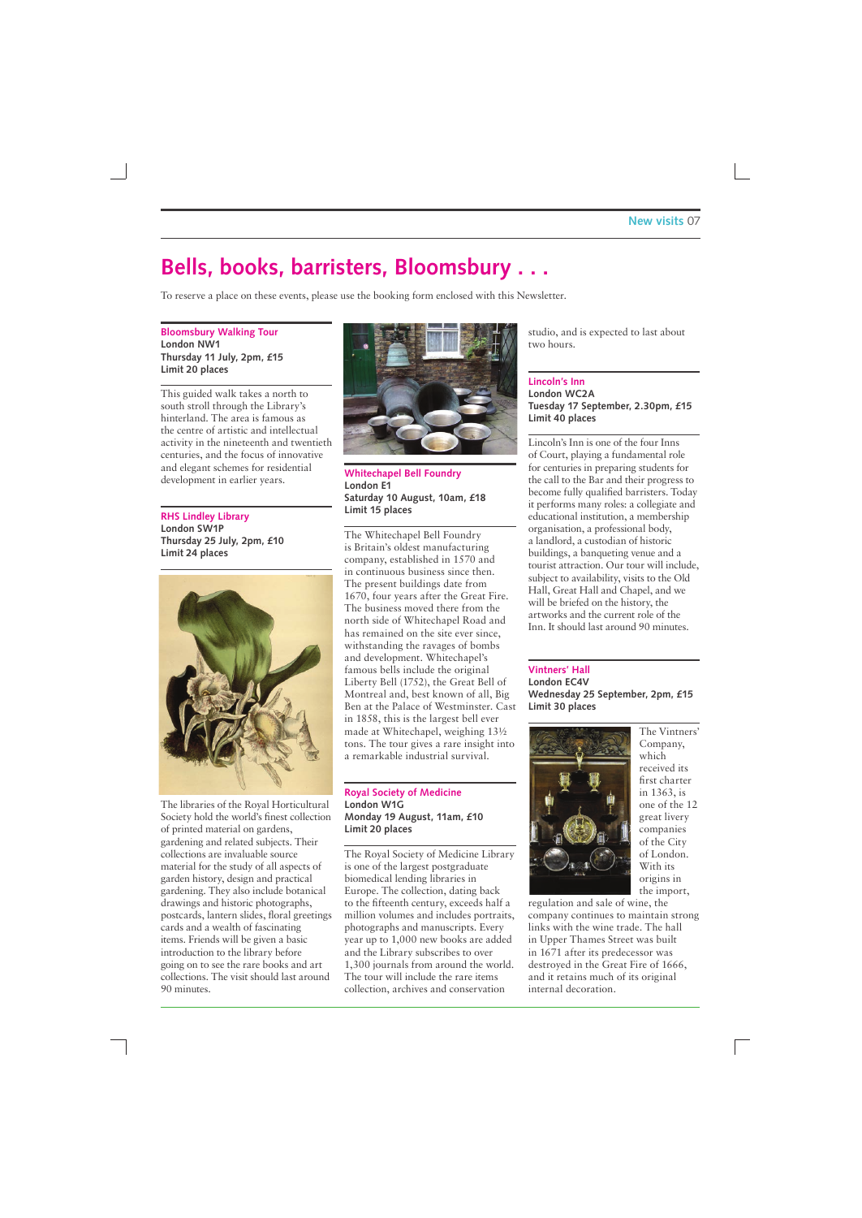# Bells, books, barristers, Bloomsbury . . .

To reserve a place on these events, please use the booking form enclosed with this Newsletter.

### Bloomsbury Walking Tour

**London NW1**
**Thursday 11 July, 2pm, £15**
**Limit 20 places**

This guided walk takes a north to south stroll through the Library's hinterland. The area is famous as the centre of artistic and intellectual activity in the nineteenth and twentieth centuries, and the focus of innovative and elegant schemes for residential development in earlier years.

### RHS Lindley Library

**London SW1P**
**Thursday 25 July, 2pm, £10**
**Limit 24 places**

The libraries of the Royal Horticultural Society hold the world's finest collection of printed material on gardens, gardening and related subjects. Their collections are invaluable source material for the study of all aspects of garden history, design and practical gardening. They also include botanical drawings and historic photographs, postcards, lantern slides, floral greetings cards and a wealth of fascinating items. Friends will be given a basic introduction to the library before going on to see the rare books and art collections. The visit should last around 90 minutes.

### Whitechapel Bell Foundry

**London E1**
**Saturday 10 August, 10am, £18**
**Limit 15 places**

The Whitechapel Bell Foundry is Britain's oldest manufacturing company, established in 1570 and in continuous business since then. The present buildings date from 1670, four years after the Great Fire. The business moved there from the north side of Whitechapel Road and has remained on the site ever since, withstanding the ravages of bombs and development. Whitechapel's famous bells include the original Liberty Bell (1752), the Great Bell of Montreal and, best known of all, Big Ben at the Palace of Westminster. Cast in 1858, this is the largest bell ever made at Whitechapel, weighing 13½ tons. The tour gives a rare insight into a remarkable industrial survival.

### Royal Society of Medicine

**London W1G**
**Monday 19 August, 11am, £10**
**Limit 20 places**

The Royal Society of Medicine Library is one of the largest postgraduate biomedical lending libraries in Europe. The collection, dating back to the fifteenth century, exceeds half a million volumes and includes portraits, photographs and manuscripts. Every year up to 1,000 new books are added and the Library subscribes to over 1,300 journals from around the world. The tour will include the rare items collection, archives and conservation studio, and is expected to last about two hours.

### Lincoln's Inn

**London WC2A**
**Tuesday 17 September, 2.30pm, £15**
**Limit 40 places**

Lincoln's Inn is one of the four Inns of Court, playing a fundamental role for centuries in preparing students for the call to the Bar and their progress to become fully qualified barristers. Today it performs many roles: a collegiate and educational institution, a membership organisation, a professional body, a landlord, a custodian of historic buildings, a banqueting venue and a tourist attraction. Our tour will include, subject to availability, visits to the Old Hall, Great Hall and Chapel, and we will be briefed on the history, the artworks and the current role of the Inn. It should last around 90 minutes.

### Vintners' Hall

**London EC4V**
**Wednesday 25 September, 2pm, £15**
**Limit 30 places**

The Vintners' Company, which received its first charter in 1363, is one of the 12 great livery companies of the City of London. With its origins in the import, regulation and sale of wine, the company continues to maintain strong links with the wine trade. The hall in Upper Thames Street was built in 1671 after its predecessor was destroyed in the Great Fire of 1666, and it retains much of its original internal decoration.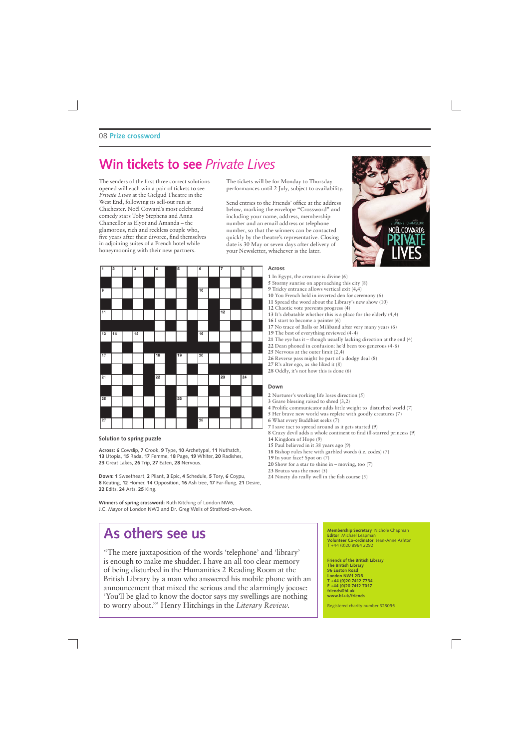## Prize crossword

# Win tickets to see *Private Lives*

The senders of the first three correct solutions opened will each win a pair of tickets to see *Private Lives* at the Gielgud Theatre in the West End, following its sell-out run at Chichester. Noël Coward's most celebrated comedy stars Toby Stephens and Anna Chancellor as Elyot and Amanda – the glamorous, rich and reckless couple who, five years after their divorce, find themselves in adjoining suites of a French hotel while honeymooning with their new partners.

The tickets will be for Monday to Thursday performances until 2 July, subject to availability.

Send entries to the Friends' office at the address below, marking the envelope "Crossword" and including your name, address, membership number and an email address or telephone number, so that the winners can be contacted quickly by the theatre's representative. Closing date is 30 May or seven days after delivery of your Newsletter, whichever is the later.

### Across

1 In Egypt, the creature is divine (6)
5 Stormy sunrise on approaching this city (8)
9 Tricky entrance allows vertical exit (4,4)
10 You French held in inverted den for ceremony (6)
11 Spread the word about the Library's new show (10)
12 Chaotic vote prevents progress (4)
13 It's debatable whether this is a place for the elderly (4,4)
16 I start to become a painter (6)
17 No trace of Balls or Miliband after very many years (6)
19 The best of everything reviewed (4-4)
21 The eye has it – though usually lacking direction at the end (4)
22 Dean phoned in confusion: he'd been too generous (4-6)
25 Nervous at the outer limit (2,4)
26 Reverse pass might be part of a dodgy deal (8)
27 R's alter ego, as she liked it (8)
28 Oddly, it's not how this is done (6)

### Down

2 Nurturer's working life loses direction (5)
3 Grave blessing raised to shred (3,2)
4 Prolific communicator adds little weight to disturbed world (7)
5 Her brave new world was replete with goodly creatures (7)
6 What every Buddhist seeks (7)
7 I save tact to spread around as it gets started (9)
8 Crazy devil adds a whole continent to find ill-starred princess (9)
14 Kingdom of Hope (9)
15 Paul believed in it 38 years ago (9)
18 Bishop rules here with garbled words (i.e. codes) (7)
19 In your face? Spot on (7)
20 Show for a star to shine in – moving, too (7)
23 Brutus was the most (5)
24 Ninety do really well in the fish course (5)

### Solution to spring puzzle

**Across: 6** Cowslip, **7** Crook, **9** Type, **10** Archetypal, **11** Nuthatch, **13** Utopia, **15** Rada, **17** Femme, **18** Page, **19** Whiter, **20** Radishes, **23** Great Lakes, **26** Trip, **27** Eaten, **28** Nervous.

**Down: 1** Sweetheart, **2** Pliant, **3** Epic, **4** Schedule, **5** Tory, **6** Coypu, **8** Keating, **12** Homer, **14** Opposition, **16** Ash tree, **17** Far-flung, **21** Desire, **22** Edits, **24** Arts, **25** King.

**Winners of spring crossword:** Ruth Kitching of London NW6, J.C. Mayor of London NW3 and Dr. Greg Wells of Stratford-on-Avon.

# As others see us

"The mere juxtaposition of the words 'telephone' and 'library' is enough to make me shudder. I have an all too clear memory of being disturbed in the Humanities 2 Reading Room at the British Library by a man who answered his mobile phone with an announcement that mixed the serious and the alarmingly jocose: 'You'll be glad to know the doctor says my swellings are nothing to worry about.'" Henry Hitchings in the *Literary Review.*

**Membership Secretary** Nichole Chapman
**Editor** Michael Leapman
**Volunteer Co-ordinator** Jean-Anne Ashton
T +44 (0)20 8964 2292

**Friends of the British Library**
**The British Library**
**96 Euston Road**
**London NW1 2DB**
**T +44 (0)20 7412 7734**
**F +44 (0)20 7412 7017**
**friends@bl.uk**
**www.bl.uk/friends**

Registered charity number 328095